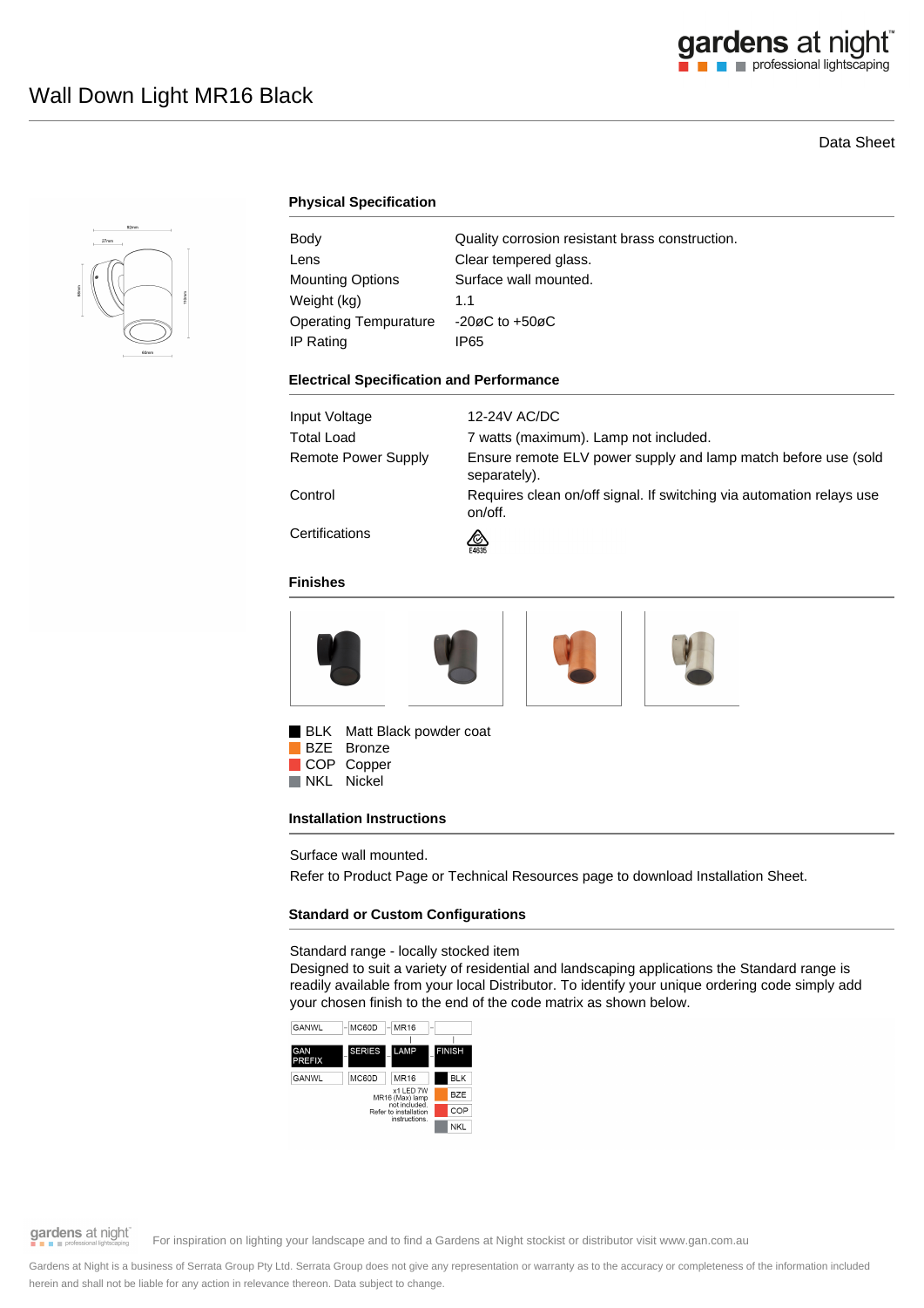# Wall Down Light MR16 Black

Data Sheet

## Physical Specification

| | |
|---|---|
| Body | Quality corrosion resistant brass construction. |
| Lens | Clear tempered glass. |
| Mounting Options | Surface wall mounted. |
| Weight (kg) | 1.1 |
| Operating Tempurature | -20øC to +50øC |
| IP Rating | IP65 |

## Electrical Specification and Performance

| | |
|---|---|
| Input Voltage | 12-24V AC/DC |
| Total Load | 7 watts (maximum). Lamp not included. |
| Remote Power Supply | Ensure remote ELV power supply and lamp match before use (sold separately). |
| Control | Requires clean on/off signal. If switching via automation relays use on/off. |
| Certifications | E4635 |

## Finishes

- BLK Matt Black powder coat
- BZE Bronze
- COP Copper
- NKL Nickel

## Installation Instructions

Surface wall mounted.

Refer to Product Page or Technical Resources page to download Installation Sheet.

## Standard or Custom Configurations

Standard range - locally stocked item

Designed to suit a variety of residential and landscaping applications the Standard range is readily available from your local Distributor. To identify your unique ordering code simply add your chosen finish to the end of the code matrix as shown below.

| GANWL | MC60D | MR16 | |
|---|---|---|---|
| GAN PREFIX | SERIES | LAMP | FINISH |
| GANWL | MC60D | MR16 | BLK |
| | | x1 LED 7W MR16 (Max) lamp not included. Refer to installation instructions. | BZE |
| | | | COP |
| | | | NKL |

For inspiration on lighting your landscape and to find a Gardens at Night stockist or distributor visit www.gan.com.au

Gardens at Night is a business of Serrata Group Pty Ltd. Serrata Group does not give any representation or warranty as to the accuracy or completeness of the information included herein and shall not be liable for any action in relevance thereon. Data subject to change.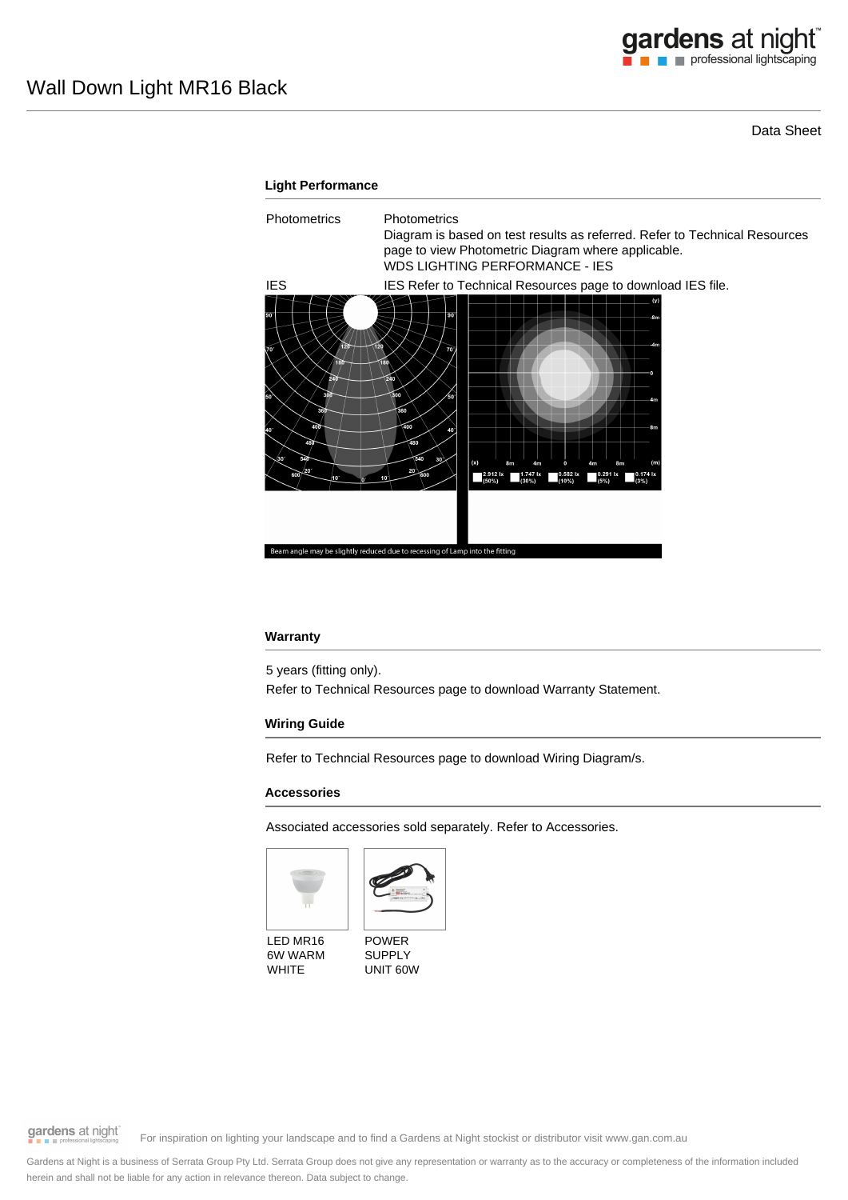# Wall Down Light MR16 Black

Data Sheet

## Light Performance

| | |
|---|---|
| Photometrics | Photometrics<br>Diagram is based on test results as referred. Refer to Technical Resources page to view Photometric Diagram where applicable.<br>WDS LIGHTING PERFORMANCE - IES |
| IES | IES Refer to Technical Resources page to download IES file. |

Beam angle may be slightly reduced due to recessing of Lamp into the fitting

## Warranty

5 years (fitting only).

Refer to Technical Resources page to download Warranty Statement.

## Wiring Guide

Refer to Techncial Resources page to download Wiring Diagram/s.

## Accessories

Associated accessories sold separately. Refer to Accessories.

LED MR16 6W WARM WHITE

POWER SUPPLY UNIT 60W

For inspiration on lighting your landscape and to find a Gardens at Night stockist or distributor visit www.gan.com.au

Gardens at Night is a business of Serrata Group Pty Ltd. Serrata Group does not give any representation or warranty as to the accuracy or completeness of the information included herein and shall not be liable for any action in relevance thereon. Data subject to change.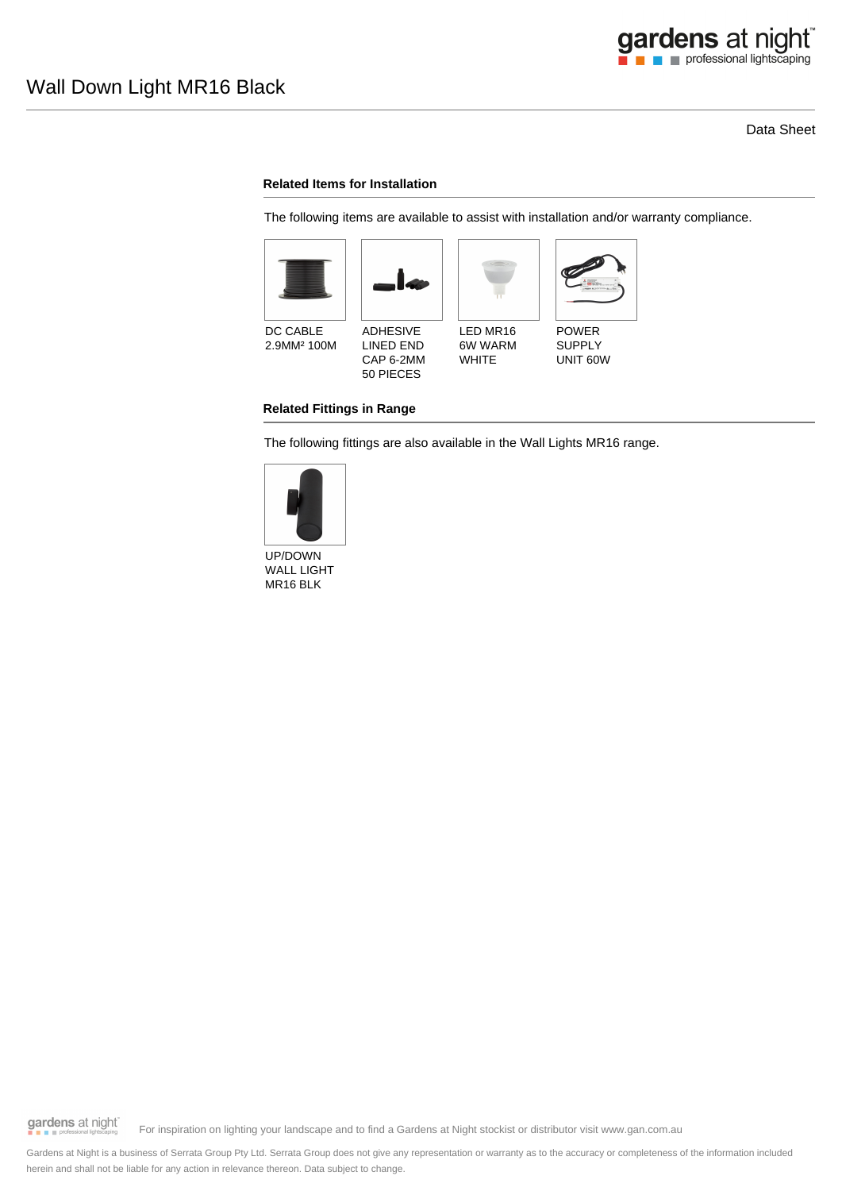# Wall Down Light MR16 Black

Data Sheet

### Related Items for Installation

The following items are available to assist with installation and/or warranty compliance.

DC CABLE 2.9MM² 100M

ADHESIVE LINED END CAP 6-2MM 50 PIECES

LED MR16 6W WARM WHITE

POWER SUPPLY UNIT 60W

### Related Fittings in Range

The following fittings are also available in the Wall Lights MR16 range.

UP/DOWN WALL LIGHT MR16 BLK

For inspiration on lighting your landscape and to find a Gardens at Night stockist or distributor visit www.gan.com.au

Gardens at Night is a business of Serrata Group Pty Ltd. Serrata Group does not give any representation or warranty as to the accuracy or completeness of the information included herein and shall not be liable for any action in relevance thereon. Data subject to change.